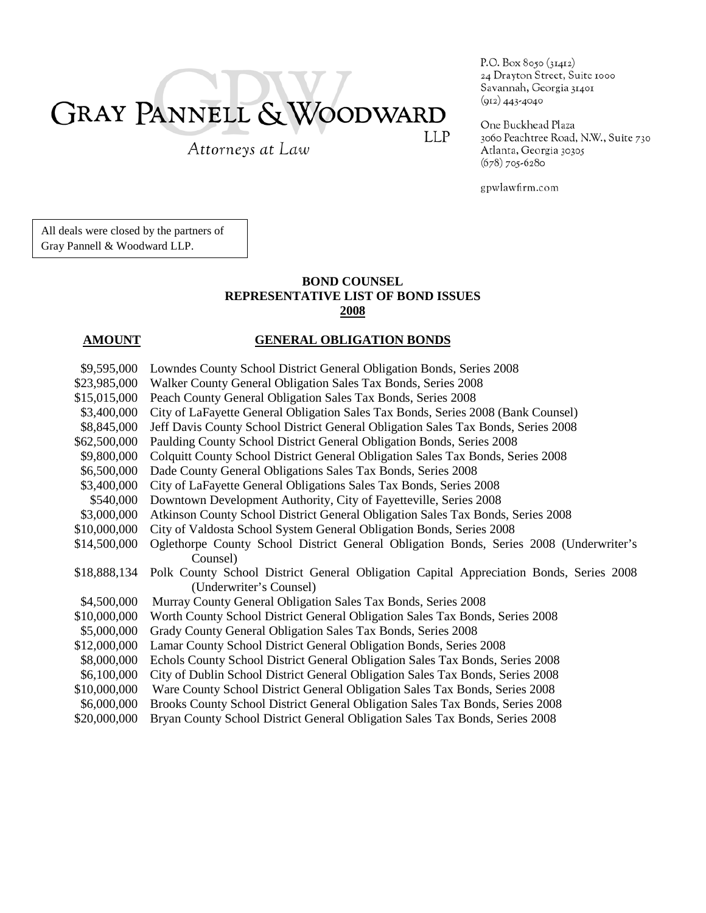# GRAY PANNELL & WOODWARD LLP

*Attorneys at Law*

P.O. Box 8050 (31412)
24 Drayton Street, Suite 1000
Savannah, Georgia 31401
(912) 443-4040

One Buckhead Plaza
3060 Peachtree Road, N.W., Suite 730
Atlanta, Georgia 30305
(678) 705-6280

gpwlawfirm.com

All deals were closed by the partners of Gray Pannell & Woodward LLP.

**BOND COUNSEL**
**REPRESENTATIVE LIST OF BOND ISSUES**
**2008**

| **AMOUNT** | **GENERAL OBLIGATION BONDS** |
|---|---|
| $9,595,000 | Lowndes County School District General Obligation Bonds, Series 2008 |
| $23,985,000 | Walker County General Obligation Sales Tax Bonds, Series 2008 |
| $15,015,000 | Peach County General Obligation Sales Tax Bonds, Series 2008 |
| $3,400,000 | City of LaFayette General Obligation Sales Tax Bonds, Series 2008 (Bank Counsel) |
| $8,845,000 | Jeff Davis County School District General Obligation Sales Tax Bonds, Series 2008 |
| $62,500,000 | Paulding County School District General Obligation Bonds, Series 2008 |
| $9,800,000 | Colquitt County School District General Obligation Sales Tax Bonds, Series 2008 |
| $6,500,000 | Dade County General Obligations Sales Tax Bonds, Series 2008 |
| $3,400,000 | City of LaFayette General Obligations Sales Tax Bonds, Series 2008 |
| $540,000 | Downtown Development Authority, City of Fayetteville, Series 2008 |
| $3,000,000 | Atkinson County School District General Obligation Sales Tax Bonds, Series 2008 |
| $10,000,000 | City of Valdosta School System General Obligation Bonds, Series 2008 |
| $14,500,000 | Oglethorpe County School District General Obligation Bonds, Series 2008 (Underwriter's Counsel) |
| $18,888,134 | Polk County School District General Obligation Capital Appreciation Bonds, Series 2008 (Underwriter's Counsel) |
| $4,500,000 | Murray County General Obligation Sales Tax Bonds, Series 2008 |
| $10,000,000 | Worth County School District General Obligation Sales Tax Bonds, Series 2008 |
| $5,000,000 | Grady County General Obligation Sales Tax Bonds, Series 2008 |
| $12,000,000 | Lamar County School District General Obligation Bonds, Series 2008 |
| $8,000,000 | Echols County School District General Obligation Sales Tax Bonds, Series 2008 |
| $6,100,000 | City of Dublin School District General Obligation Sales Tax Bonds, Series 2008 |
| $10,000,000 | Ware County School District General Obligation Sales Tax Bonds, Series 2008 |
| $6,000,000 | Brooks County School District General Obligation Sales Tax Bonds, Series 2008 |
| $20,000,000 | Bryan County School District General Obligation Sales Tax Bonds, Series 2008 |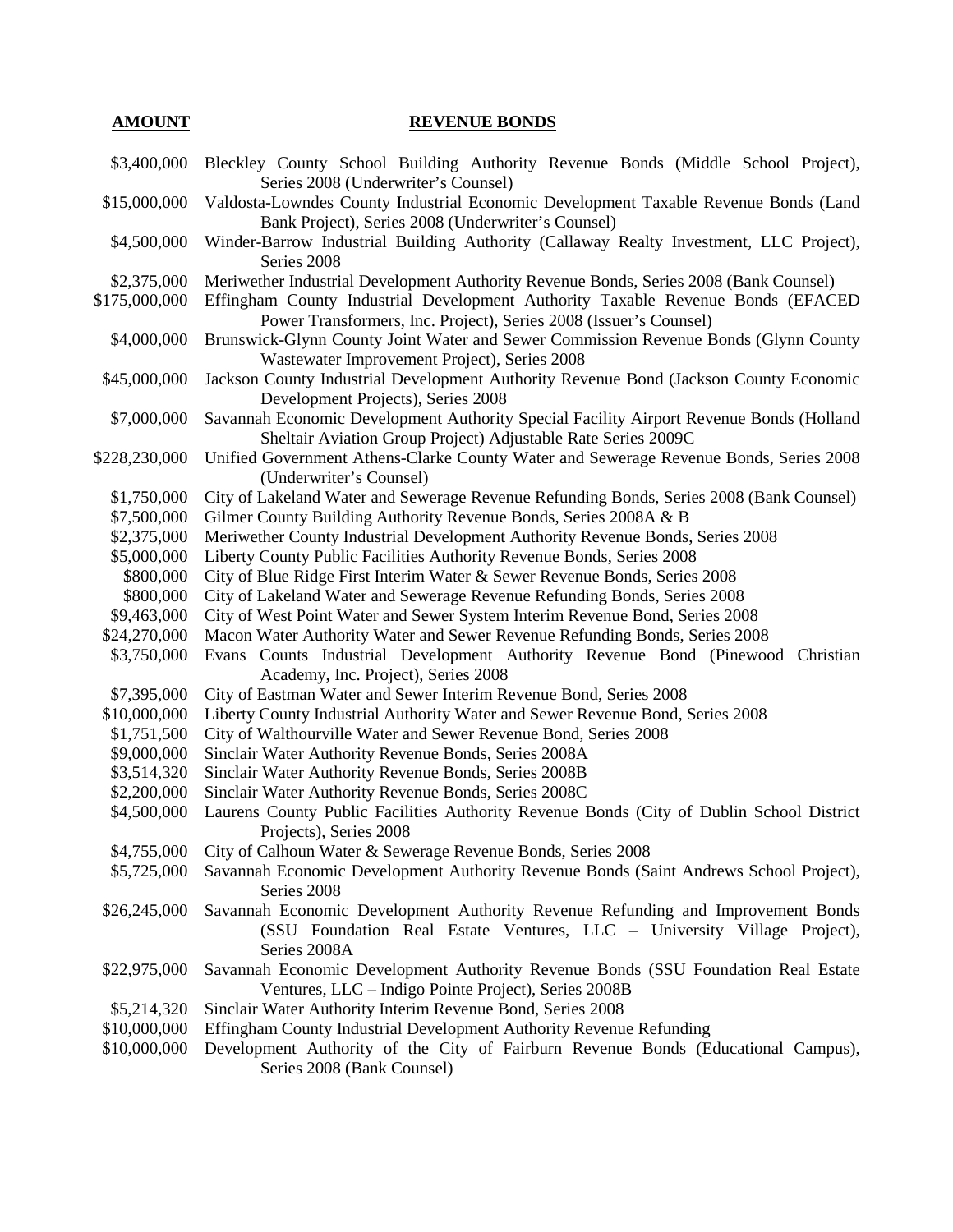| AMOUNT | REVENUE BONDS |
|---|---|
| \$3,400,000 | Bleckley County School Building Authority Revenue Bonds (Middle School Project), Series 2008 (Underwriter's Counsel) |
| \$15,000,000 | Valdosta-Lowndes County Industrial Economic Development Taxable Revenue Bonds (Land Bank Project), Series 2008 (Underwriter's Counsel) |
| \$4,500,000 | Winder-Barrow Industrial Building Authority (Callaway Realty Investment, LLC Project), Series 2008 |
| \$2,375,000 | Meriwether Industrial Development Authority Revenue Bonds, Series 2008 (Bank Counsel) |
| \$175,000,000 | Effingham County Industrial Development Authority Taxable Revenue Bonds (EFACED Power Transformers, Inc. Project), Series 2008 (Issuer's Counsel) |
| \$4,000,000 | Brunswick-Glynn County Joint Water and Sewer Commission Revenue Bonds (Glynn County Wastewater Improvement Project), Series 2008 |
| \$45,000,000 | Jackson County Industrial Development Authority Revenue Bond (Jackson County Economic Development Projects), Series 2008 |
| \$7,000,000 | Savannah Economic Development Authority Special Facility Airport Revenue Bonds (Holland Sheltair Aviation Group Project) Adjustable Rate Series 2009C |
| \$228,230,000 | Unified Government Athens-Clarke County Water and Sewerage Revenue Bonds, Series 2008 (Underwriter's Counsel) |
| \$1,750,000 | City of Lakeland Water and Sewerage Revenue Refunding Bonds, Series 2008 (Bank Counsel) |
| \$7,500,000 | Gilmer County Building Authority Revenue Bonds, Series 2008A & B |
| \$2,375,000 | Meriwether County Industrial Development Authority Revenue Bonds, Series 2008 |
| \$5,000,000 | Liberty County Public Facilities Authority Revenue Bonds, Series 2008 |
| \$800,000 | City of Blue Ridge First Interim Water & Sewer Revenue Bonds, Series 2008 |
| \$800,000 | City of Lakeland Water and Sewerage Revenue Refunding Bonds, Series 2008 |
| \$9,463,000 | City of West Point Water and Sewer System Interim Revenue Bond, Series 2008 |
| \$24,270,000 | Macon Water Authority Water and Sewer Revenue Refunding Bonds, Series 2008 |
| \$3,750,000 | Evans Counts Industrial Development Authority Revenue Bond (Pinewood Christian Academy, Inc. Project), Series 2008 |
| \$7,395,000 | City of Eastman Water and Sewer Interim Revenue Bond, Series 2008 |
| \$10,000,000 | Liberty County Industrial Authority Water and Sewer Revenue Bond, Series 2008 |
| \$1,751,500 | City of Walthourville Water and Sewer Revenue Bond, Series 2008 |
| \$9,000,000 | Sinclair Water Authority Revenue Bonds, Series 2008A |
| \$3,514,320 | Sinclair Water Authority Revenue Bonds, Series 2008B |
| \$2,200,000 | Sinclair Water Authority Revenue Bonds, Series 2008C |
| \$4,500,000 | Laurens County Public Facilities Authority Revenue Bonds (City of Dublin School District Projects), Series 2008 |
| \$4,755,000 | City of Calhoun Water & Sewerage Revenue Bonds, Series 2008 |
| \$5,725,000 | Savannah Economic Development Authority Revenue Bonds (Saint Andrews School Project), Series 2008 |
| \$26,245,000 | Savannah Economic Development Authority Revenue Refunding and Improvement Bonds (SSU Foundation Real Estate Ventures, LLC – University Village Project), Series 2008A |
| \$22,975,000 | Savannah Economic Development Authority Revenue Bonds (SSU Foundation Real Estate Ventures, LLC – Indigo Pointe Project), Series 2008B |
| \$5,214,320 | Sinclair Water Authority Interim Revenue Bond, Series 2008 |
| \$10,000,000 | Effingham County Industrial Development Authority Revenue Refunding |
| \$10,000,000 | Development Authority of the City of Fairburn Revenue Bonds (Educational Campus), Series 2008 (Bank Counsel) |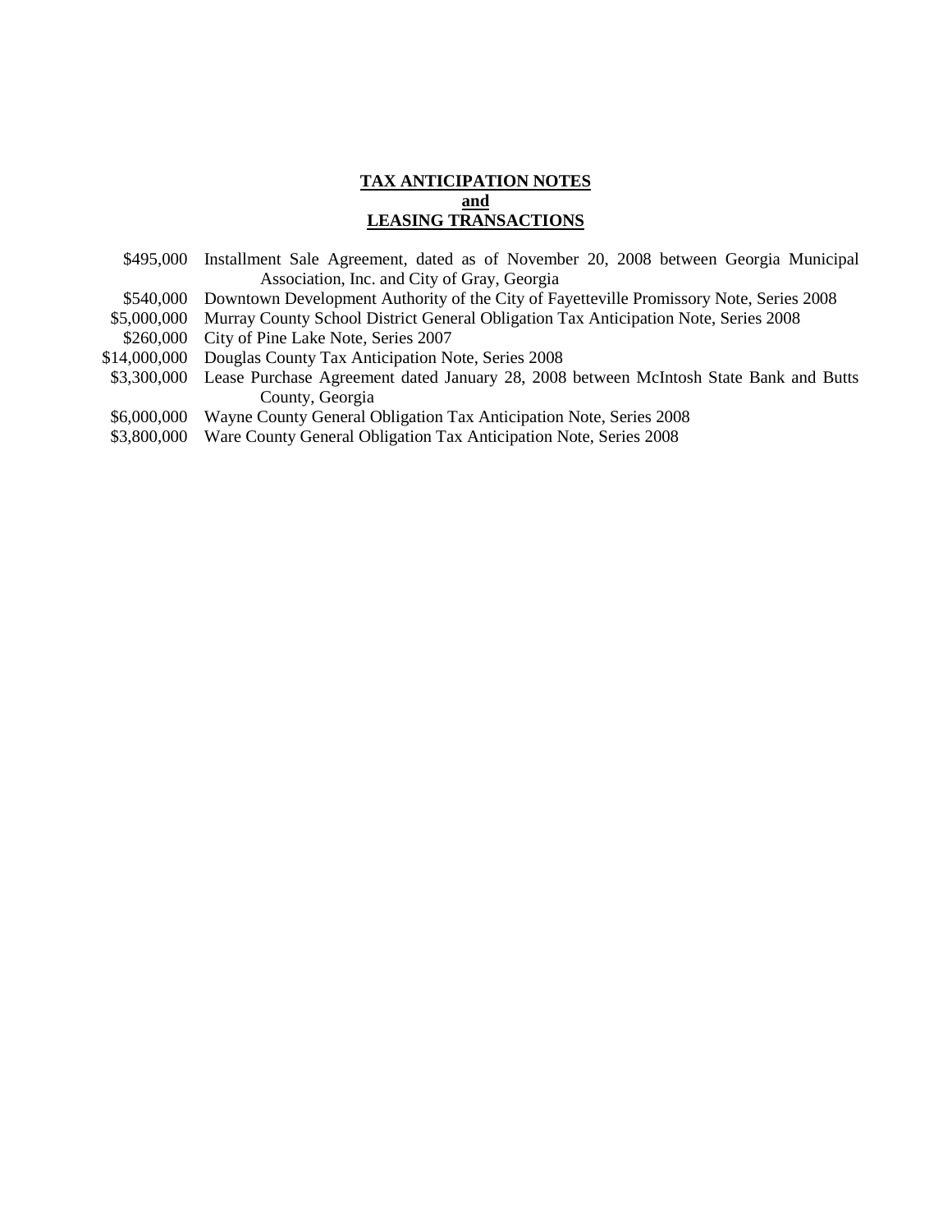**TAX ANTICIPATION NOTES**
**and**
**LEASING TRANSACTIONS**

| | |
|---|---|
| \$495,000 | Installment Sale Agreement, dated as of November 20, 2008 between Georgia Municipal Association, Inc. and City of Gray, Georgia |
| \$540,000 | Downtown Development Authority of the City of Fayetteville Promissory Note, Series 2008 |
| \$5,000,000 | Murray County School District General Obligation Tax Anticipation Note, Series 2008 |
| \$260,000 | City of Pine Lake Note, Series 2007 |
| \$14,000,000 | Douglas County Tax Anticipation Note, Series 2008 |
| \$3,300,000 | Lease Purchase Agreement dated January 28, 2008 between McIntosh State Bank and Butts County, Georgia |
| \$6,000,000 | Wayne County General Obligation Tax Anticipation Note, Series 2008 |
| \$3,800,000 | Ware County General Obligation Tax Anticipation Note, Series 2008 |